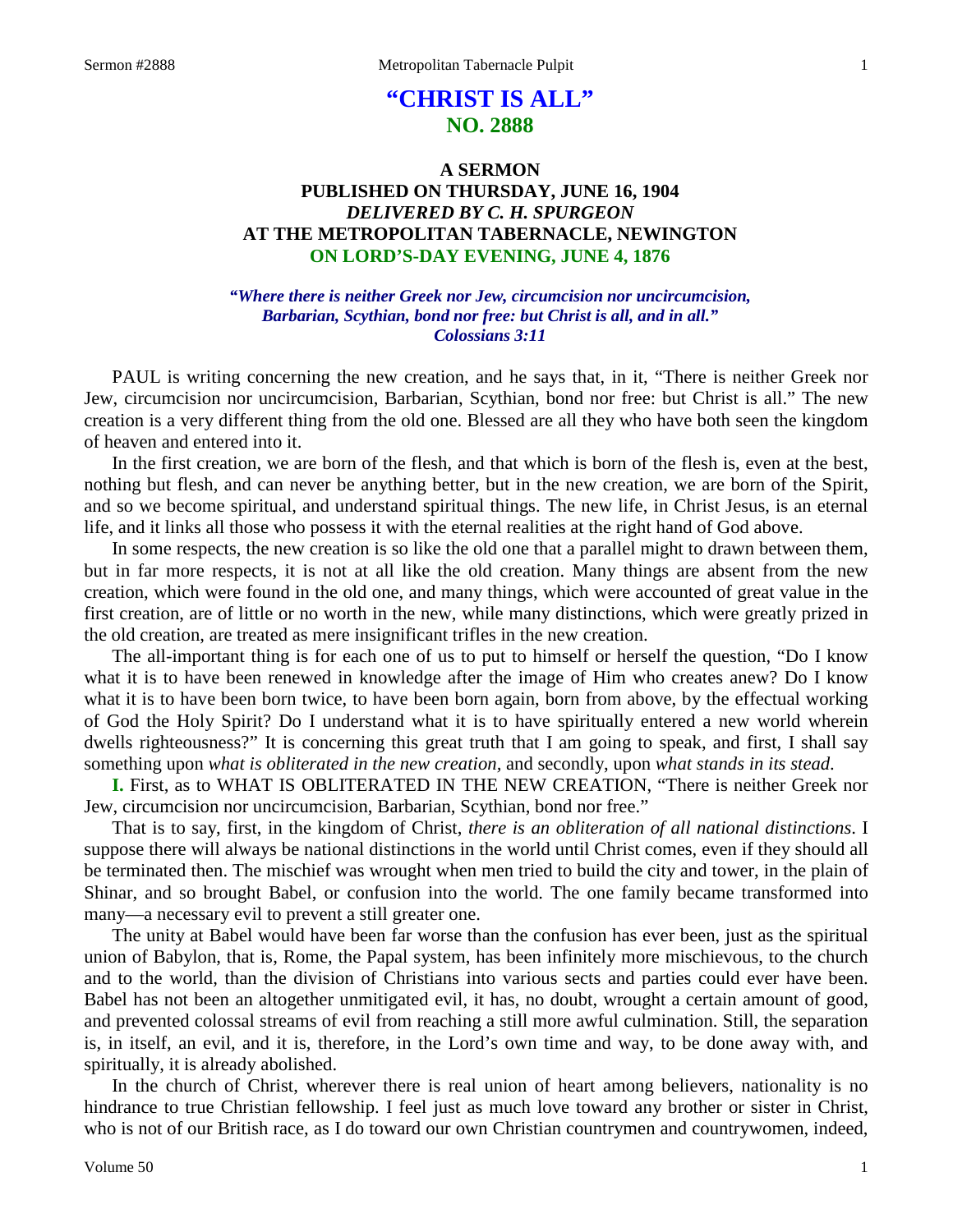# "CHRIST IS ALL"
## NO. 2888

### A SERMON
### PUBLISHED ON THURSDAY, JUNE 16, 1904
### *DELIVERED BY C. H. SPURGEON*
### AT THE METROPOLITAN TABERNACLE, NEWINGTON
### ON LORD'S-DAY EVENING, JUNE 4, 1876

***"Where there is neither Greek nor Jew, circumcision nor uncircumcision, Barbarian, Scythian, bond nor free: but Christ is all, and in all." Colossians 3:11***

PAUL is writing concerning the new creation, and he says that, in it, "There is neither Greek nor Jew, circumcision nor uncircumcision, Barbarian, Scythian, bond nor free: but Christ is all." The new creation is a very different thing from the old one. Blessed are all they who have both seen the kingdom of heaven and entered into it.

In the first creation, we are born of the flesh, and that which is born of the flesh is, even at the best, nothing but flesh, and can never be anything better, but in the new creation, we are born of the Spirit, and so we become spiritual, and understand spiritual things. The new life, in Christ Jesus, is an eternal life, and it links all those who possess it with the eternal realities at the right hand of God above.

In some respects, the new creation is so like the old one that a parallel might to drawn between them, but in far more respects, it is not at all like the old creation. Many things are absent from the new creation, which were found in the old one, and many things, which were accounted of great value in the first creation, are of little or no worth in the new, while many distinctions, which were greatly prized in the old creation, are treated as mere insignificant trifles in the new creation.

The all-important thing is for each one of us to put to himself or herself the question, "Do I know what it is to have been renewed in knowledge after the image of Him who creates anew? Do I know what it is to have been born twice, to have been born again, born from above, by the effectual working of God the Holy Spirit? Do I understand what it is to have spiritually entered a new world wherein dwells righteousness?" It is concerning this great truth that I am going to speak, and first, I shall say something upon *what is obliterated in the new creation,* and secondly, upon *what stands in its stead.*

**I.** First, as to WHAT IS OBLITERATED IN THE NEW CREATION, "There is neither Greek nor Jew, circumcision nor uncircumcision, Barbarian, Scythian, bond nor free."

That is to say, first, in the kingdom of Christ, *there is an obliteration of all national distinctions*. I suppose there will always be national distinctions in the world until Christ comes, even if they should all be terminated then. The mischief was wrought when men tried to build the city and tower, in the plain of Shinar, and so brought Babel, or confusion into the world. The one family became transformed into many—a necessary evil to prevent a still greater one.

The unity at Babel would have been far worse than the confusion has ever been, just as the spiritual union of Babylon, that is, Rome, the Papal system, has been infinitely more mischievous, to the church and to the world, than the division of Christians into various sects and parties could ever have been. Babel has not been an altogether unmitigated evil, it has, no doubt, wrought a certain amount of good, and prevented colossal streams of evil from reaching a still more awful culmination. Still, the separation is, in itself, an evil, and it is, therefore, in the Lord's own time and way, to be done away with, and spiritually, it is already abolished.

In the church of Christ, wherever there is real union of heart among believers, nationality is no hindrance to true Christian fellowship. I feel just as much love toward any brother or sister in Christ, who is not of our British race, as I do toward our own Christian countrymen and countrywomen, indeed,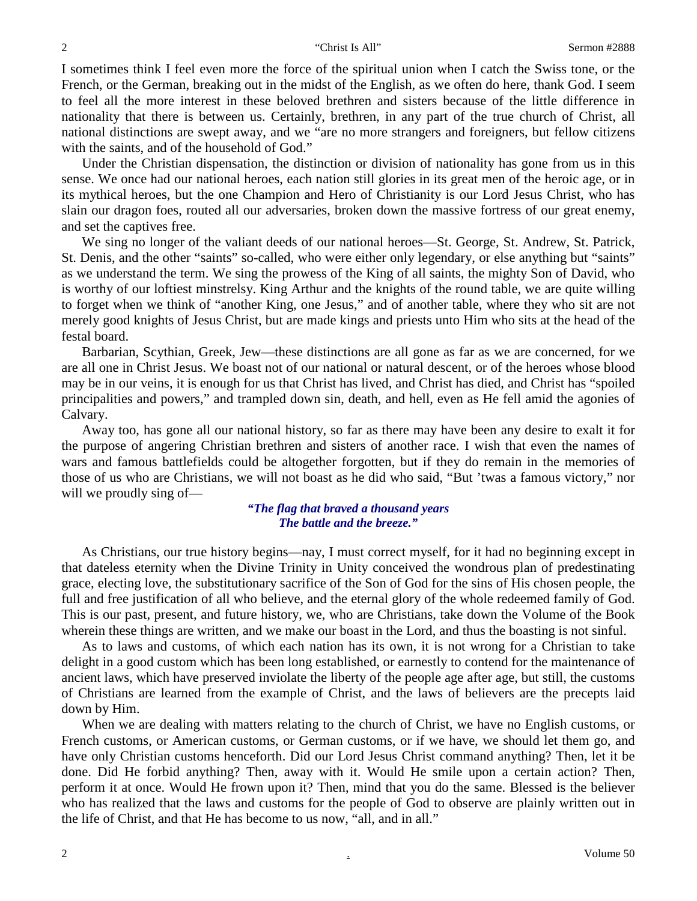I sometimes think I feel even more the force of the spiritual union when I catch the Swiss tone, or the French, or the German, breaking out in the midst of the English, as we often do here, thank God. I seem to feel all the more interest in these beloved brethren and sisters because of the little difference in nationality that there is between us. Certainly, brethren, in any part of the true church of Christ, all national distinctions are swept away, and we "are no more strangers and foreigners, but fellow citizens with the saints, and of the household of God."

Under the Christian dispensation, the distinction or division of nationality has gone from us in this sense. We once had our national heroes, each nation still glories in its great men of the heroic age, or in its mythical heroes, but the one Champion and Hero of Christianity is our Lord Jesus Christ, who has slain our dragon foes, routed all our adversaries, broken down the massive fortress of our great enemy, and set the captives free.

We sing no longer of the valiant deeds of our national heroes—St. George, St. Andrew, St. Patrick, St. Denis, and the other "saints" so-called, who were either only legendary, or else anything but "saints" as we understand the term. We sing the prowess of the King of all saints, the mighty Son of David, who is worthy of our loftiest minstrelsy. King Arthur and the knights of the round table, we are quite willing to forget when we think of "another King, one Jesus," and of another table, where they who sit are not merely good knights of Jesus Christ, but are made kings and priests unto Him who sits at the head of the festal board.

Barbarian, Scythian, Greek, Jew—these distinctions are all gone as far as we are concerned, for we are all one in Christ Jesus. We boast not of our national or natural descent, or of the heroes whose blood may be in our veins, it is enough for us that Christ has lived, and Christ has died, and Christ has "spoiled principalities and powers," and trampled down sin, death, and hell, even as He fell amid the agonies of Calvary.

Away too, has gone all our national history, so far as there may have been any desire to exalt it for the purpose of angering Christian brethren and sisters of another race. I wish that even the names of wars and famous battlefields could be altogether forgotten, but if they do remain in the memories of those of us who are Christians, we will not boast as he did who said, "But 'twas a famous victory," nor will we proudly sing of—

*"The flag that braved a thousand years*
*The battle and the breeze."*

As Christians, our true history begins—nay, I must correct myself, for it had no beginning except in that dateless eternity when the Divine Trinity in Unity conceived the wondrous plan of predestinating grace, electing love, the substitutionary sacrifice of the Son of God for the sins of His chosen people, the full and free justification of all who believe, and the eternal glory of the whole redeemed family of God. This is our past, present, and future history, we, who are Christians, take down the Volume of the Book wherein these things are written, and we make our boast in the Lord, and thus the boasting is not sinful.

As to laws and customs, of which each nation has its own, it is not wrong for a Christian to take delight in a good custom which has been long established, or earnestly to contend for the maintenance of ancient laws, which have preserved inviolate the liberty of the people age after age, but still, the customs of Christians are learned from the example of Christ, and the laws of believers are the precepts laid down by Him.

When we are dealing with matters relating to the church of Christ, we have no English customs, or French customs, or American customs, or German customs, or if we have, we should let them go, and have only Christian customs henceforth. Did our Lord Jesus Christ command anything? Then, let it be done. Did He forbid anything? Then, away with it. Would He smile upon a certain action? Then, perform it at once. Would He frown upon it? Then, mind that you do the same. Blessed is the believer who has realized that the laws and customs for the people of God to observe are plainly written out in the life of Christ, and that He has become to us now, "all, and in all."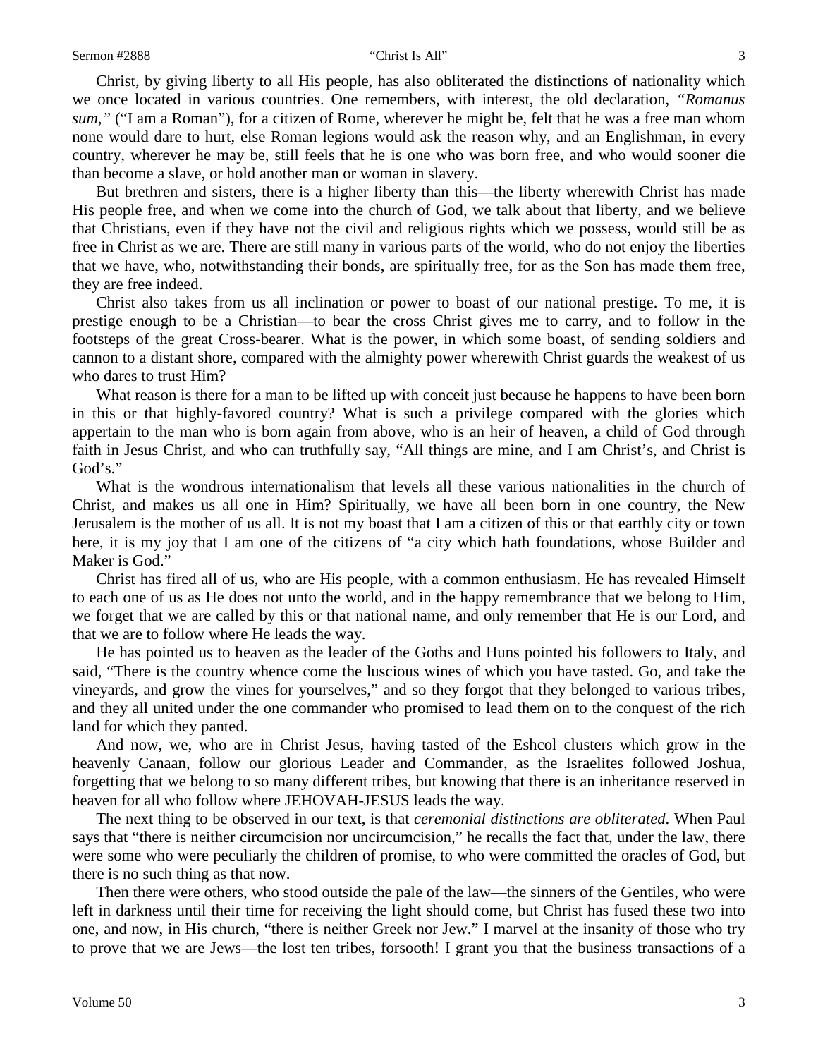Christ, by giving liberty to all His people, has also obliterated the distinctions of nationality which we once located in various countries. One remembers, with interest, the old declaration, *"Romanus sum,"* ("I am a Roman"), for a citizen of Rome, wherever he might be, felt that he was a free man whom none would dare to hurt, else Roman legions would ask the reason why, and an Englishman, in every country, wherever he may be, still feels that he is one who was born free, and who would sooner die than become a slave, or hold another man or woman in slavery.

But brethren and sisters, there is a higher liberty than this—the liberty wherewith Christ has made His people free, and when we come into the church of God, we talk about that liberty, and we believe that Christians, even if they have not the civil and religious rights which we possess, would still be as free in Christ as we are. There are still many in various parts of the world, who do not enjoy the liberties that we have, who, notwithstanding their bonds, are spiritually free, for as the Son has made them free, they are free indeed.

Christ also takes from us all inclination or power to boast of our national prestige. To me, it is prestige enough to be a Christian—to bear the cross Christ gives me to carry, and to follow in the footsteps of the great Cross-bearer. What is the power, in which some boast, of sending soldiers and cannon to a distant shore, compared with the almighty power wherewith Christ guards the weakest of us who dares to trust Him?

What reason is there for a man to be lifted up with conceit just because he happens to have been born in this or that highly-favored country? What is such a privilege compared with the glories which appertain to the man who is born again from above, who is an heir of heaven, a child of God through faith in Jesus Christ, and who can truthfully say, "All things are mine, and I am Christ's, and Christ is God's."

What is the wondrous internationalism that levels all these various nationalities in the church of Christ, and makes us all one in Him? Spiritually, we have all been born in one country, the New Jerusalem is the mother of us all. It is not my boast that I am a citizen of this or that earthly city or town here, it is my joy that I am one of the citizens of "a city which hath foundations, whose Builder and Maker is God."

Christ has fired all of us, who are His people, with a common enthusiasm. He has revealed Himself to each one of us as He does not unto the world, and in the happy remembrance that we belong to Him, we forget that we are called by this or that national name, and only remember that He is our Lord, and that we are to follow where He leads the way.

He has pointed us to heaven as the leader of the Goths and Huns pointed his followers to Italy, and said, "There is the country whence come the luscious wines of which you have tasted. Go, and take the vineyards, and grow the vines for yourselves," and so they forgot that they belonged to various tribes, and they all united under the one commander who promised to lead them on to the conquest of the rich land for which they panted.

And now, we, who are in Christ Jesus, having tasted of the Eshcol clusters which grow in the heavenly Canaan, follow our glorious Leader and Commander, as the Israelites followed Joshua, forgetting that we belong to so many different tribes, but knowing that there is an inheritance reserved in heaven for all who follow where JEHOVAH-JESUS leads the way.

The next thing to be observed in our text, is that *ceremonial distinctions are obliterated*. When Paul says that "there is neither circumcision nor uncircumcision," he recalls the fact that, under the law, there were some who were peculiarly the children of promise, to who were committed the oracles of God, but there is no such thing as that now.

Then there were others, who stood outside the pale of the law—the sinners of the Gentiles, who were left in darkness until their time for receiving the light should come, but Christ has fused these two into one, and now, in His church, "there is neither Greek nor Jew." I marvel at the insanity of those who try to prove that we are Jews—the lost ten tribes, forsooth! I grant you that the business transactions of a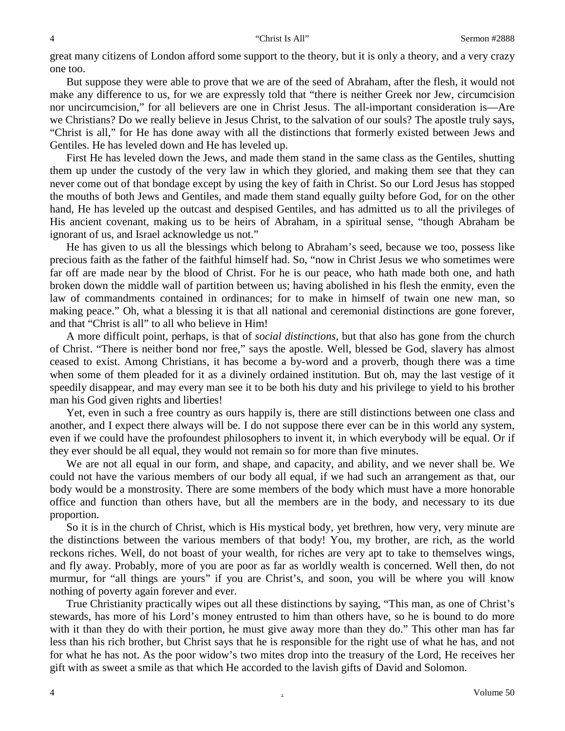great many citizens of London afford some support to the theory, but it is only a theory, and a very crazy one too.

But suppose they were able to prove that we are of the seed of Abraham, after the flesh, it would not make any difference to us, for we are expressly told that "there is neither Greek nor Jew, circumcision nor uncircumcision," for all believers are one in Christ Jesus. The all-important consideration is—Are we Christians? Do we really believe in Jesus Christ, to the salvation of our souls? The apostle truly says, "Christ is all," for He has done away with all the distinctions that formerly existed between Jews and Gentiles. He has leveled down and He has leveled up.

First He has leveled down the Jews, and made them stand in the same class as the Gentiles, shutting them up under the custody of the very law in which they gloried, and making them see that they can never come out of that bondage except by using the key of faith in Christ. So our Lord Jesus has stopped the mouths of both Jews and Gentiles, and made them stand equally guilty before God, for on the other hand, He has leveled up the outcast and despised Gentiles, and has admitted us to all the privileges of His ancient covenant, making us to be heirs of Abraham, in a spiritual sense, "though Abraham be ignorant of us, and Israel acknowledge us not."

He has given to us all the blessings which belong to Abraham's seed, because we too, possess like precious faith as the father of the faithful himself had. So, "now in Christ Jesus we who sometimes were far off are made near by the blood of Christ. For he is our peace, who hath made both one, and hath broken down the middle wall of partition between us; having abolished in his flesh the enmity, even the law of commandments contained in ordinances; for to make in himself of twain one new man, so making peace." Oh, what a blessing it is that all national and ceremonial distinctions are gone forever, and that "Christ is all" to all who believe in Him!

A more difficult point, perhaps, is that of *social distinctions*, but that also has gone from the church of Christ. "There is neither bond nor free," says the apostle. Well, blessed be God, slavery has almost ceased to exist. Among Christians, it has become a by-word and a proverb, though there was a time when some of them pleaded for it as a divinely ordained institution. But oh, may the last vestige of it speedily disappear, and may every man see it to be both his duty and his privilege to yield to his brother man his God given rights and liberties!

Yet, even in such a free country as ours happily is, there are still distinctions between one class and another, and I expect there always will be. I do not suppose there ever can be in this world any system, even if we could have the profoundest philosophers to invent it, in which everybody will be equal. Or if they ever should be all equal, they would not remain so for more than five minutes.

We are not all equal in our form, and shape, and capacity, and ability, and we never shall be. We could not have the various members of our body all equal, if we had such an arrangement as that, our body would be a monstrosity. There are some members of the body which must have a more honorable office and function than others have, but all the members are in the body, and necessary to its due proportion.

So it is in the church of Christ, which is His mystical body, yet brethren, how very, very minute are the distinctions between the various members of that body! You, my brother, are rich, as the world reckons riches. Well, do not boast of your wealth, for riches are very apt to take to themselves wings, and fly away. Probably, more of you are poor as far as worldly wealth is concerned. Well then, do not murmur, for "all things are yours" if you are Christ's, and soon, you will be where you will know nothing of poverty again forever and ever.

True Christianity practically wipes out all these distinctions by saying, "This man, as one of Christ's stewards, has more of his Lord's money entrusted to him than others have, so he is bound to do more with it than they do with their portion, he must give away more than they do." This other man has far less than his rich brother, but Christ says that he is responsible for the right use of what he has, and not for what he has not. As the poor widow's two mites drop into the treasury of the Lord, He receives her gift with as sweet a smile as that which He accorded to the lavish gifts of David and Solomon.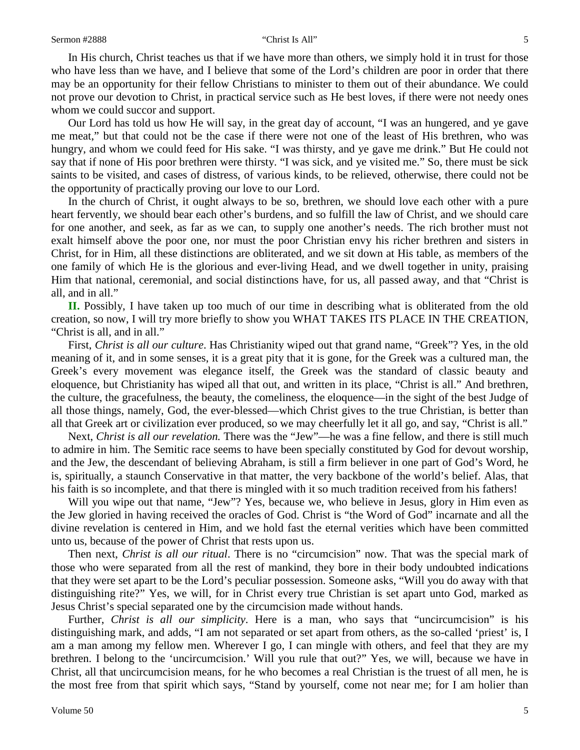In His church, Christ teaches us that if we have more than others, we simply hold it in trust for those who have less than we have, and I believe that some of the Lord's children are poor in order that there may be an opportunity for their fellow Christians to minister to them out of their abundance. We could not prove our devotion to Christ, in practical service such as He best loves, if there were not needy ones whom we could succor and support.

Our Lord has told us how He will say, in the great day of account, "I was an hungered, and ye gave me meat," but that could not be the case if there were not one of the least of His brethren, who was hungry, and whom we could feed for His sake. "I was thirsty, and ye gave me drink." But He could not say that if none of His poor brethren were thirsty. "I was sick, and ye visited me." So, there must be sick saints to be visited, and cases of distress, of various kinds, to be relieved, otherwise, there could not be the opportunity of practically proving our love to our Lord.

In the church of Christ, it ought always to be so, brethren, we should love each other with a pure heart fervently, we should bear each other's burdens, and so fulfill the law of Christ, and we should care for one another, and seek, as far as we can, to supply one another's needs. The rich brother must not exalt himself above the poor one, nor must the poor Christian envy his richer brethren and sisters in Christ, for in Him, all these distinctions are obliterated, and we sit down at His table, as members of the one family of which He is the glorious and ever-living Head, and we dwell together in unity, praising Him that national, ceremonial, and social distinctions have, for us, all passed away, and that "Christ is all, and in all."

**II.** Possibly, I have taken up too much of our time in describing what is obliterated from the old creation, so now, I will try more briefly to show you WHAT TAKES ITS PLACE IN THE CREATION, "Christ is all, and in all."

First, *Christ is all our culture*. Has Christianity wiped out that grand name, "Greek"? Yes, in the old meaning of it, and in some senses, it is a great pity that it is gone, for the Greek was a cultured man, the Greek's every movement was elegance itself, the Greek was the standard of classic beauty and eloquence, but Christianity has wiped all that out, and written in its place, "Christ is all." And brethren, the culture, the gracefulness, the beauty, the comeliness, the eloquence—in the sight of the best Judge of all those things, namely, God, the ever-blessed—which Christ gives to the true Christian, is better than all that Greek art or civilization ever produced, so we may cheerfully let it all go, and say, "Christ is all."

Next, *Christ is all our revelation.* There was the "Jew"—he was a fine fellow, and there is still much to admire in him. The Semitic race seems to have been specially constituted by God for devout worship, and the Jew, the descendant of believing Abraham, is still a firm believer in one part of God's Word, he is, spiritually, a staunch Conservative in that matter, the very backbone of the world's belief. Alas, that his faith is so incomplete, and that there is mingled with it so much tradition received from his fathers!

Will you wipe out that name, "Jew"? Yes, because we, who believe in Jesus, glory in Him even as the Jew gloried in having received the oracles of God. Christ is "the Word of God" incarnate and all the divine revelation is centered in Him, and we hold fast the eternal verities which have been committed unto us, because of the power of Christ that rests upon us.

Then next, *Christ is all our ritual*. There is no "circumcision" now. That was the special mark of those who were separated from all the rest of mankind, they bore in their body undoubted indications that they were set apart to be the Lord's peculiar possession. Someone asks, "Will you do away with that distinguishing rite?" Yes, we will, for in Christ every true Christian is set apart unto God, marked as Jesus Christ's special separated one by the circumcision made without hands.

Further, *Christ is all our simplicity*. Here is a man, who says that "uncircumcision" is his distinguishing mark, and adds, "I am not separated or set apart from others, as the so-called 'priest' is, I am a man among my fellow men. Wherever I go, I can mingle with others, and feel that they are my brethren. I belong to the 'uncircumcision.' Will you rule that out?" Yes, we will, because we have in Christ, all that uncircumcision means, for he who becomes a real Christian is the truest of all men, he is the most free from that spirit which says, "Stand by yourself, come not near me; for I am holier than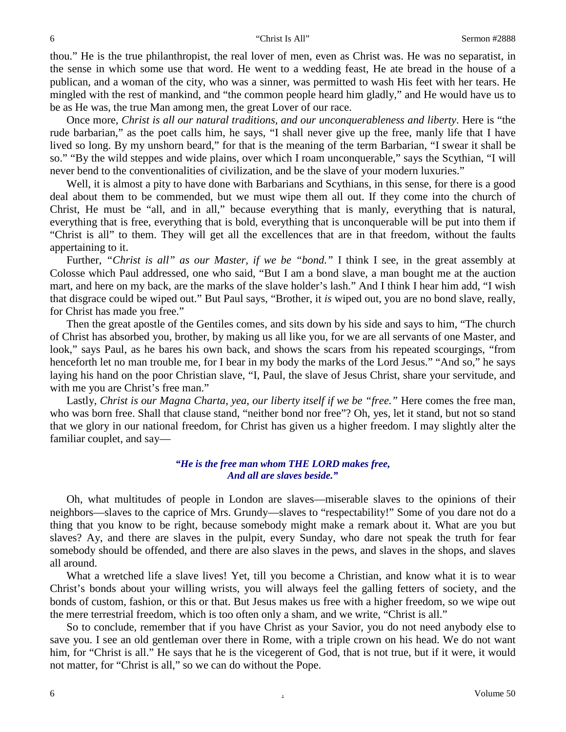thou." He is the true philanthropist, the real lover of men, even as Christ was. He was no separatist, in the sense in which some use that word. He went to a wedding feast, He ate bread in the house of a publican, and a woman of the city, who was a sinner, was permitted to wash His feet with her tears. He mingled with the rest of mankind, and "the common people heard him gladly," and He would have us to be as He was, the true Man among men, the great Lover of our race.

Once more, *Christ is all our natural traditions, and our unconquerableness and liberty*. Here is "the rude barbarian," as the poet calls him, he says, "I shall never give up the free, manly life that I have lived so long. By my unshorn beard," for that is the meaning of the term Barbarian, "I swear it shall be so." "By the wild steppes and wide plains, over which I roam unconquerable," says the Scythian, "I will never bend to the conventionalities of civilization, and be the slave of your modern luxuries."

Well, it is almost a pity to have done with Barbarians and Scythians, in this sense, for there is a good deal about them to be commended, but we must wipe them all out. If they come into the church of Christ, He must be "all, and in all," because everything that is manly, everything that is natural, everything that is free, everything that is bold, everything that is unconquerable will be put into them if "Christ is all" to them. They will get all the excellences that are in that freedom, without the faults appertaining to it.

Further, *"Christ is all" as our Master, if we be "bond."* I think I see, in the great assembly at Colosse which Paul addressed, one who said, "But I am a bond slave, a man bought me at the auction mart, and here on my back, are the marks of the slave holder's lash." And I think I hear him add, "I wish that disgrace could be wiped out." But Paul says, "Brother, it *is* wiped out, you are no bond slave, really, for Christ has made you free."

Then the great apostle of the Gentiles comes, and sits down by his side and says to him, "The church of Christ has absorbed you, brother, by making us all like you, for we are all servants of one Master, and look," says Paul, as he bares his own back, and shows the scars from his repeated scourgings, "from henceforth let no man trouble me, for I bear in my body the marks of the Lord Jesus." "And so," he says laying his hand on the poor Christian slave, "I, Paul, the slave of Jesus Christ, share your servitude, and with me you are Christ's free man."

Lastly, *Christ is our Magna Charta, yea, our liberty itself if we be "free."* Here comes the free man, who was born free. Shall that clause stand, "neither bond nor free"? Oh, yes, let it stand, but not so stand that we glory in our national freedom, for Christ has given us a higher freedom. I may slightly alter the familiar couplet, and say—

> ***"He is the free man whom THE LORD makes free,***
> ***And all are slaves beside."***

Oh, what multitudes of people in London are slaves—miserable slaves to the opinions of their neighbors—slaves to the caprice of Mrs. Grundy—slaves to "respectability!" Some of you dare not do a thing that you know to be right, because somebody might make a remark about it. What are you but slaves? Ay, and there are slaves in the pulpit, every Sunday, who dare not speak the truth for fear somebody should be offended, and there are also slaves in the pews, and slaves in the shops, and slaves all around.

What a wretched life a slave lives! Yet, till you become a Christian, and know what it is to wear Christ's bonds about your willing wrists, you will always feel the galling fetters of society, and the bonds of custom, fashion, or this or that. But Jesus makes us free with a higher freedom, so we wipe out the mere terrestrial freedom, which is too often only a sham, and we write, "Christ is all."

So to conclude, remember that if you have Christ as your Savior, you do not need anybody else to save you. I see an old gentleman over there in Rome, with a triple crown on his head. We do not want him, for "Christ is all." He says that he is the vicegerent of God, that is not true, but if it were, it would not matter, for "Christ is all," so we can do without the Pope.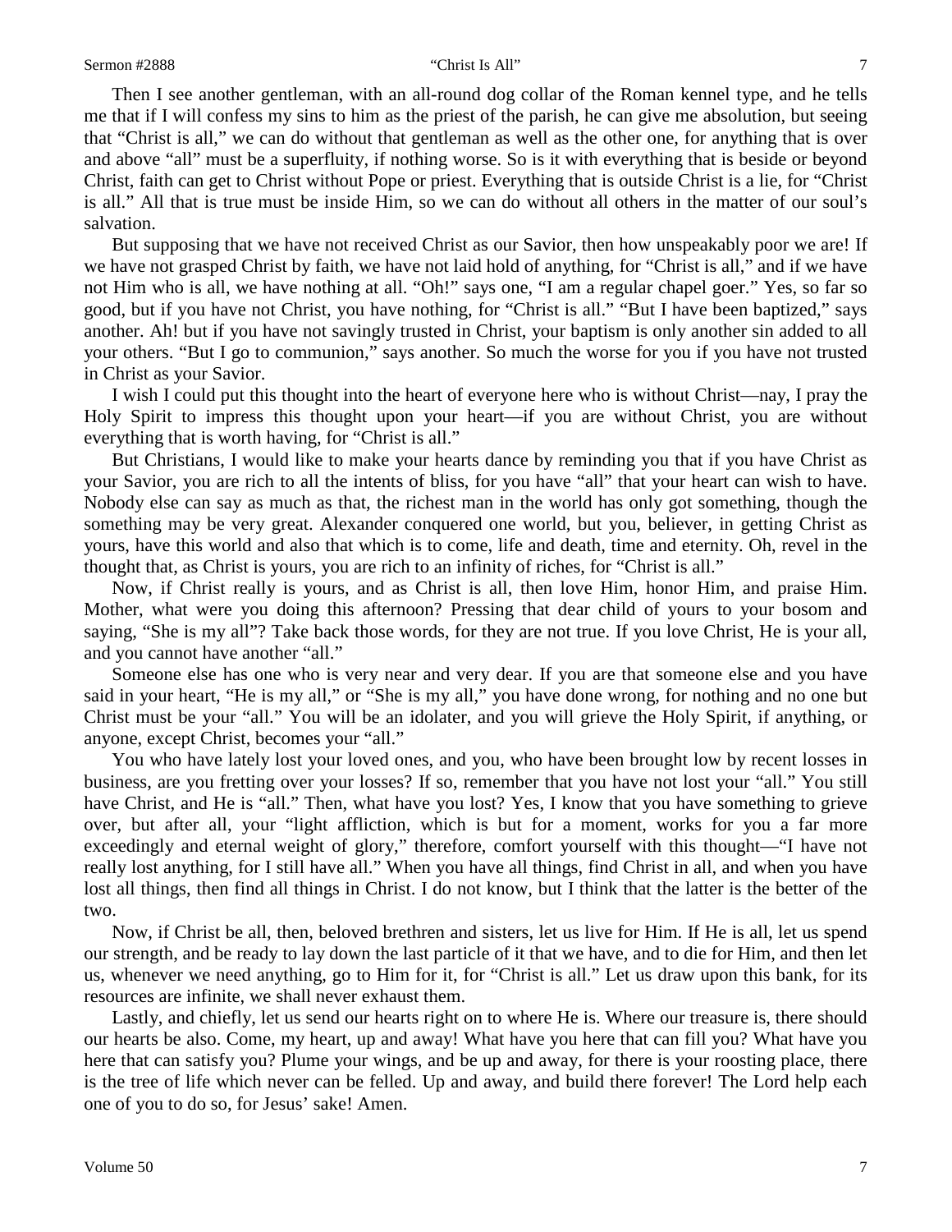Then I see another gentleman, with an all-round dog collar of the Roman kennel type, and he tells me that if I will confess my sins to him as the priest of the parish, he can give me absolution, but seeing that "Christ is all," we can do without that gentleman as well as the other one, for anything that is over and above "all" must be a superfluity, if nothing worse. So is it with everything that is beside or beyond Christ, faith can get to Christ without Pope or priest. Everything that is outside Christ is a lie, for "Christ is all." All that is true must be inside Him, so we can do without all others in the matter of our soul's salvation.

But supposing that we have not received Christ as our Savior, then how unspeakably poor we are! If we have not grasped Christ by faith, we have not laid hold of anything, for "Christ is all," and if we have not Him who is all, we have nothing at all. "Oh!" says one, "I am a regular chapel goer." Yes, so far so good, but if you have not Christ, you have nothing, for "Christ is all." "But I have been baptized," says another. Ah! but if you have not savingly trusted in Christ, your baptism is only another sin added to all your others. "But I go to communion," says another. So much the worse for you if you have not trusted in Christ as your Savior.

I wish I could put this thought into the heart of everyone here who is without Christ—nay, I pray the Holy Spirit to impress this thought upon your heart—if you are without Christ, you are without everything that is worth having, for "Christ is all."

But Christians, I would like to make your hearts dance by reminding you that if you have Christ as your Savior, you are rich to all the intents of bliss, for you have "all" that your heart can wish to have. Nobody else can say as much as that, the richest man in the world has only got something, though the something may be very great. Alexander conquered one world, but you, believer, in getting Christ as yours, have this world and also that which is to come, life and death, time and eternity. Oh, revel in the thought that, as Christ is yours, you are rich to an infinity of riches, for "Christ is all."

Now, if Christ really is yours, and as Christ is all, then love Him, honor Him, and praise Him. Mother, what were you doing this afternoon? Pressing that dear child of yours to your bosom and saying, "She is my all"? Take back those words, for they are not true. If you love Christ, He is your all, and you cannot have another "all."

Someone else has one who is very near and very dear. If you are that someone else and you have said in your heart, "He is my all," or "She is my all," you have done wrong, for nothing and no one but Christ must be your "all." You will be an idolater, and you will grieve the Holy Spirit, if anything, or anyone, except Christ, becomes your "all."

You who have lately lost your loved ones, and you, who have been brought low by recent losses in business, are you fretting over your losses? If so, remember that you have not lost your "all." You still have Christ, and He is "all." Then, what have you lost? Yes, I know that you have something to grieve over, but after all, your "light affliction, which is but for a moment, works for you a far more exceedingly and eternal weight of glory," therefore, comfort yourself with this thought—"I have not really lost anything, for I still have all." When you have all things, find Christ in all, and when you have lost all things, then find all things in Christ. I do not know, but I think that the latter is the better of the two.

Now, if Christ be all, then, beloved brethren and sisters, let us live for Him. If He is all, let us spend our strength, and be ready to lay down the last particle of it that we have, and to die for Him, and then let us, whenever we need anything, go to Him for it, for "Christ is all." Let us draw upon this bank, for its resources are infinite, we shall never exhaust them.

Lastly, and chiefly, let us send our hearts right on to where He is. Where our treasure is, there should our hearts be also. Come, my heart, up and away! What have you here that can fill you? What have you here that can satisfy you? Plume your wings, and be up and away, for there is your roosting place, there is the tree of life which never can be felled. Up and away, and build there forever! The Lord help each one of you to do so, for Jesus' sake! Amen.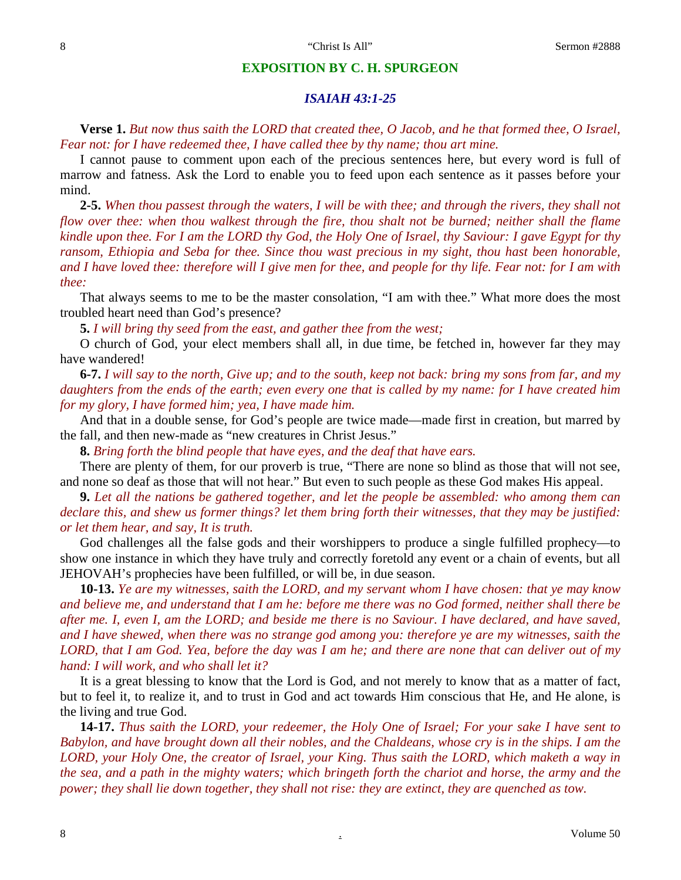## EXPOSITION BY C. H. SPURGEON

### *ISAIAH 43:1-25*

**Verse 1.** *But now thus saith the LORD that created thee, O Jacob, and he that formed thee, O Israel, Fear not: for I have redeemed thee, I have called thee by thy name; thou art mine.*

I cannot pause to comment upon each of the precious sentences here, but every word is full of marrow and fatness. Ask the Lord to enable you to feed upon each sentence as it passes before your mind.

**2-5.** *When thou passest through the waters, I will be with thee; and through the rivers, they shall not flow over thee: when thou walkest through the fire, thou shalt not be burned; neither shall the flame kindle upon thee. For I am the LORD thy God, the Holy One of Israel, thy Saviour: I gave Egypt for thy ransom, Ethiopia and Seba for thee. Since thou wast precious in my sight, thou hast been honorable, and I have loved thee: therefore will I give men for thee, and people for thy life. Fear not: for I am with thee:*

That always seems to me to be the master consolation, "I am with thee." What more does the most troubled heart need than God's presence?

**5.** *I will bring thy seed from the east, and gather thee from the west;*

O church of God, your elect members shall all, in due time, be fetched in, however far they may have wandered!

**6-7.** *I will say to the north, Give up; and to the south, keep not back: bring my sons from far, and my daughters from the ends of the earth; even every one that is called by my name: for I have created him for my glory, I have formed him; yea, I have made him.*

And that in a double sense, for God's people are twice made—made first in creation, but marred by the fall, and then new-made as "new creatures in Christ Jesus."

**8.** *Bring forth the blind people that have eyes, and the deaf that have ears.*

There are plenty of them, for our proverb is true, "There are none so blind as those that will not see, and none so deaf as those that will not hear." But even to such people as these God makes His appeal.

**9.** *Let all the nations be gathered together, and let the people be assembled: who among them can declare this, and shew us former things? let them bring forth their witnesses, that they may be justified: or let them hear, and say, It is truth.*

God challenges all the false gods and their worshippers to produce a single fulfilled prophecy—to show one instance in which they have truly and correctly foretold any event or a chain of events, but all JEHOVAH's prophecies have been fulfilled, or will be, in due season.

**10-13.** *Ye are my witnesses, saith the LORD, and my servant whom I have chosen: that ye may know and believe me, and understand that I am he: before me there was no God formed, neither shall there be after me. I, even I, am the LORD; and beside me there is no Saviour. I have declared, and have saved, and I have shewed, when there was no strange god among you: therefore ye are my witnesses, saith the LORD, that I am God. Yea, before the day was I am he; and there are none that can deliver out of my hand: I will work, and who shall let it?*

It is a great blessing to know that the Lord is God, and not merely to know that as a matter of fact, but to feel it, to realize it, and to trust in God and act towards Him conscious that He, and He alone, is the living and true God.

**14-17.** *Thus saith the LORD, your redeemer, the Holy One of Israel; For your sake I have sent to Babylon, and have brought down all their nobles, and the Chaldeans, whose cry is in the ships. I am the LORD, your Holy One, the creator of Israel, your King. Thus saith the LORD, which maketh a way in the sea, and a path in the mighty waters; which bringeth forth the chariot and horse, the army and the power; they shall lie down together, they shall not rise: they are extinct, they are quenched as tow.*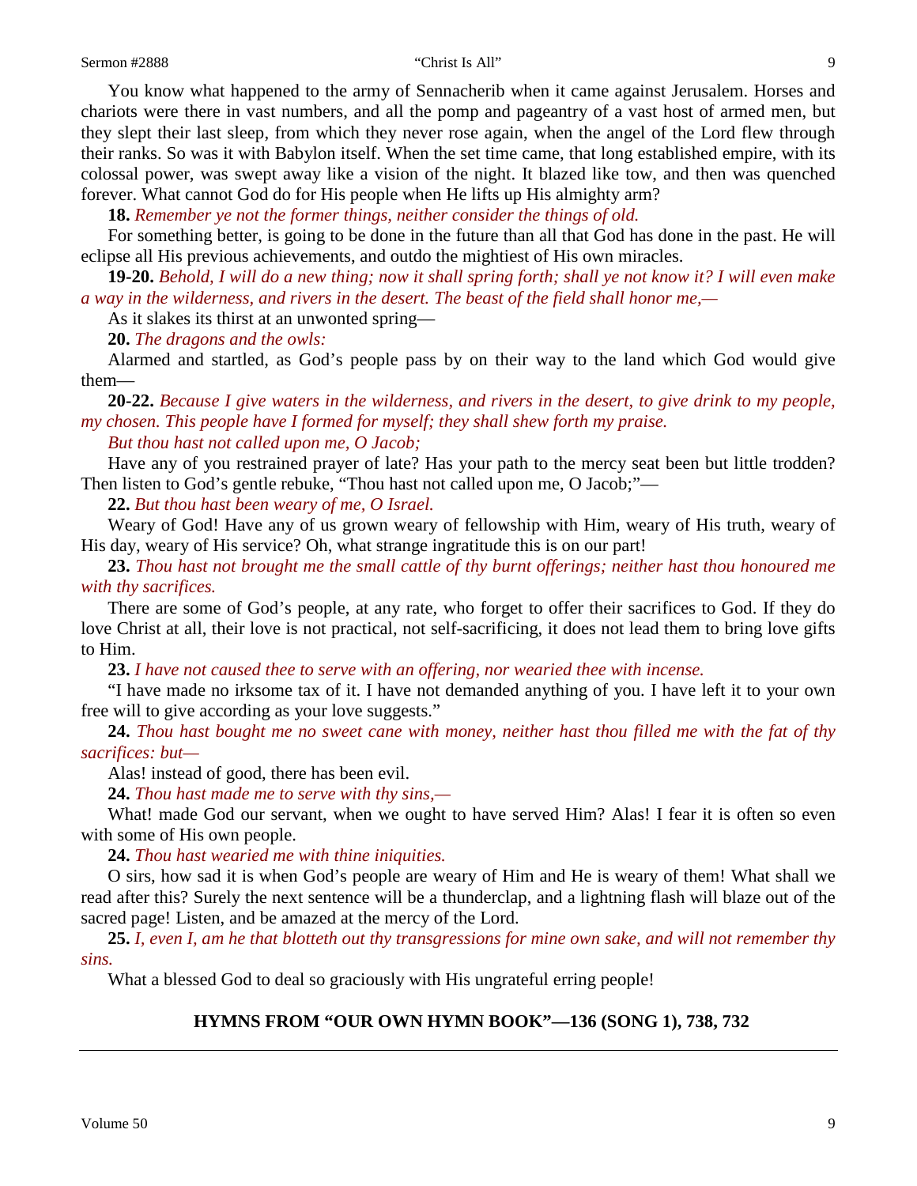You know what happened to the army of Sennacherib when it came against Jerusalem. Horses and chariots were there in vast numbers, and all the pomp and pageantry of a vast host of armed men, but they slept their last sleep, from which they never rose again, when the angel of the Lord flew through their ranks. So was it with Babylon itself. When the set time came, that long established empire, with its colossal power, was swept away like a vision of the night. It blazed like tow, and then was quenched forever. What cannot God do for His people when He lifts up His almighty arm?

**18.** *Remember ye not the former things, neither consider the things of old.*

For something better, is going to be done in the future than all that God has done in the past. He will eclipse all His previous achievements, and outdo the mightiest of His own miracles.

**19-20.** *Behold, I will do a new thing; now it shall spring forth; shall ye not know it? I will even make a way in the wilderness, and rivers in the desert. The beast of the field shall honor me,—*

As it slakes its thirst at an unwonted spring—

**20.** *The dragons and the owls:*

Alarmed and startled, as God's people pass by on their way to the land which God would give them—

**20-22.** *Because I give waters in the wilderness, and rivers in the desert, to give drink to my people, my chosen. This people have I formed for myself; they shall shew forth my praise.*

*But thou hast not called upon me, O Jacob;*

Have any of you restrained prayer of late? Has your path to the mercy seat been but little trodden? Then listen to God's gentle rebuke, "Thou hast not called upon me, O Jacob;"—

**22.** *But thou hast been weary of me, O Israel.*

Weary of God! Have any of us grown weary of fellowship with Him, weary of His truth, weary of His day, weary of His service? Oh, what strange ingratitude this is on our part!

**23.** *Thou hast not brought me the small cattle of thy burnt offerings; neither hast thou honoured me with thy sacrifices.*

There are some of God's people, at any rate, who forget to offer their sacrifices to God. If they do love Christ at all, their love is not practical, not self-sacrificing, it does not lead them to bring love gifts to Him.

**23.** *I have not caused thee to serve with an offering, nor wearied thee with incense.*

"I have made no irksome tax of it. I have not demanded anything of you. I have left it to your own free will to give according as your love suggests."

**24.** *Thou hast bought me no sweet cane with money, neither hast thou filled me with the fat of thy sacrifices: but—*

Alas! instead of good, there has been evil.

**24.** *Thou hast made me to serve with thy sins,—*

What! made God our servant, when we ought to have served Him? Alas! I fear it is often so even with some of His own people.

**24.** *Thou hast wearied me with thine iniquities.*

O sirs, how sad it is when God's people are weary of Him and He is weary of them! What shall we read after this? Surely the next sentence will be a thunderclap, and a lightning flash will blaze out of the sacred page! Listen, and be amazed at the mercy of the Lord.

**25.** *I, even I, am he that blotteth out thy transgressions for mine own sake, and will not remember thy sins.*

What a blessed God to deal so graciously with His ungrateful erring people!

## HYMNS FROM "OUR OWN HYMN BOOK"—136 (SONG 1), 738, 732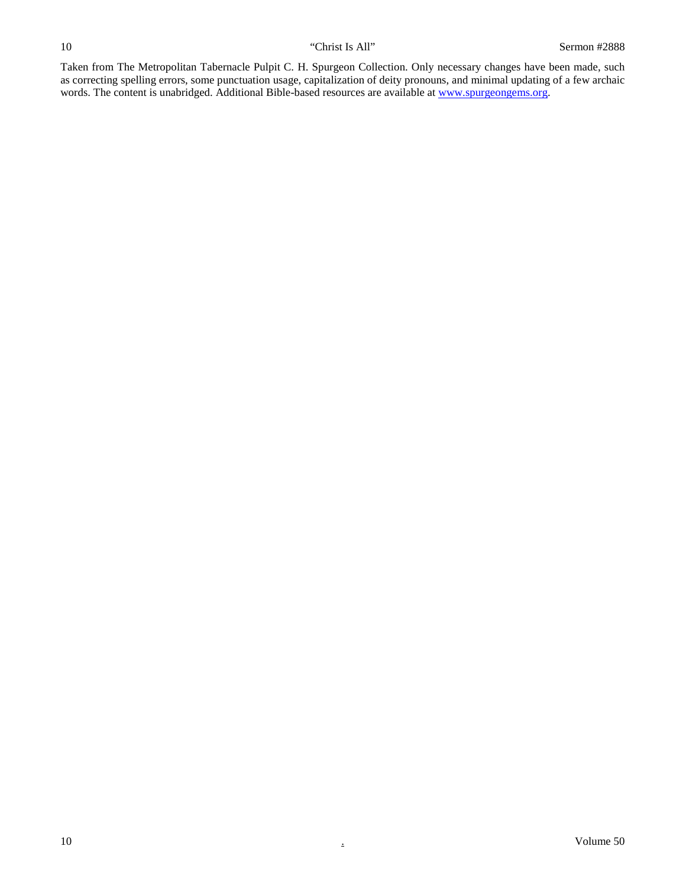Taken from The Metropolitan Tabernacle Pulpit C. H. Spurgeon Collection. Only necessary changes have been made, such as correcting spelling errors, some punctuation usage, capitalization of deity pronouns, and minimal updating of a few archaic words. The content is unabridged. Additional Bible-based resources are available at www.spurgeongems.org.